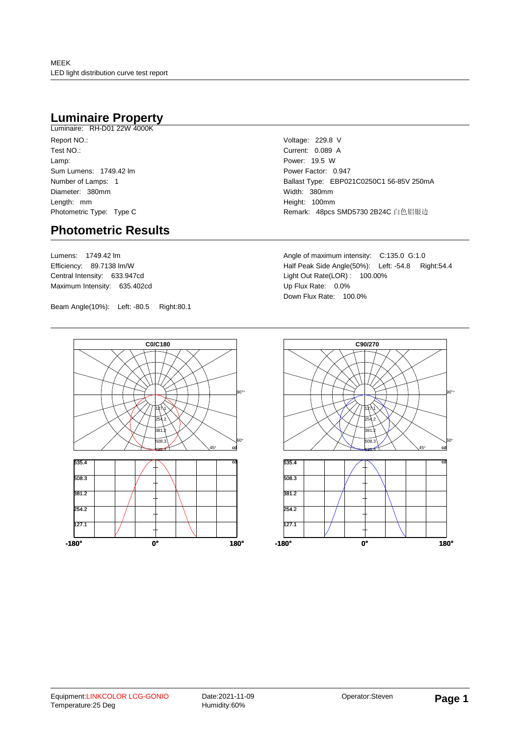MEEK
LED light distribution curve test report

## Luminaire Property

Luminaire: RH-D01 22W 4000K

Report NO.:
Test NO.:
Lamp:
Sum Lumens: 1749.42 lm
Number of Lamps: 1
Diameter: 380mm
Length: mm
Photometric Type: Type C

Voltage: 229.8 V
Current: 0.089 A
Power: 19.5 W
Power Factor: 0.947
Ballast Type: EBP021C0250C1 56-85V 250mA
Width: 380mm
Height: 100mm
Remark: 48pcs SMD5730 2B24C 白色铝银边

## Photometric Results

Lumens: 1749.42 lm
Efficiency: 89.7138 lm/W
Central Intensity: 633.947cd
Maximum Intensity: 635.402cd

Beam Angle(10%): Left: -80.5 Right:80.1

Angle of maximum intensity: C:135.0 G:1.0
Half Peak Side Angle(50%): Left: -54.8 Right:54.4
Light Out Rate(LOR) : 100.00%
Up Flux Rate: 0.0%
Down Flux Rate: 100.0%

C0/C180

C90/270

Equipment:LINKCOLOR LCG-GONIO
Temperature:25 Deg

Date:2021-11-09
Humidity:60%

Operator:Steven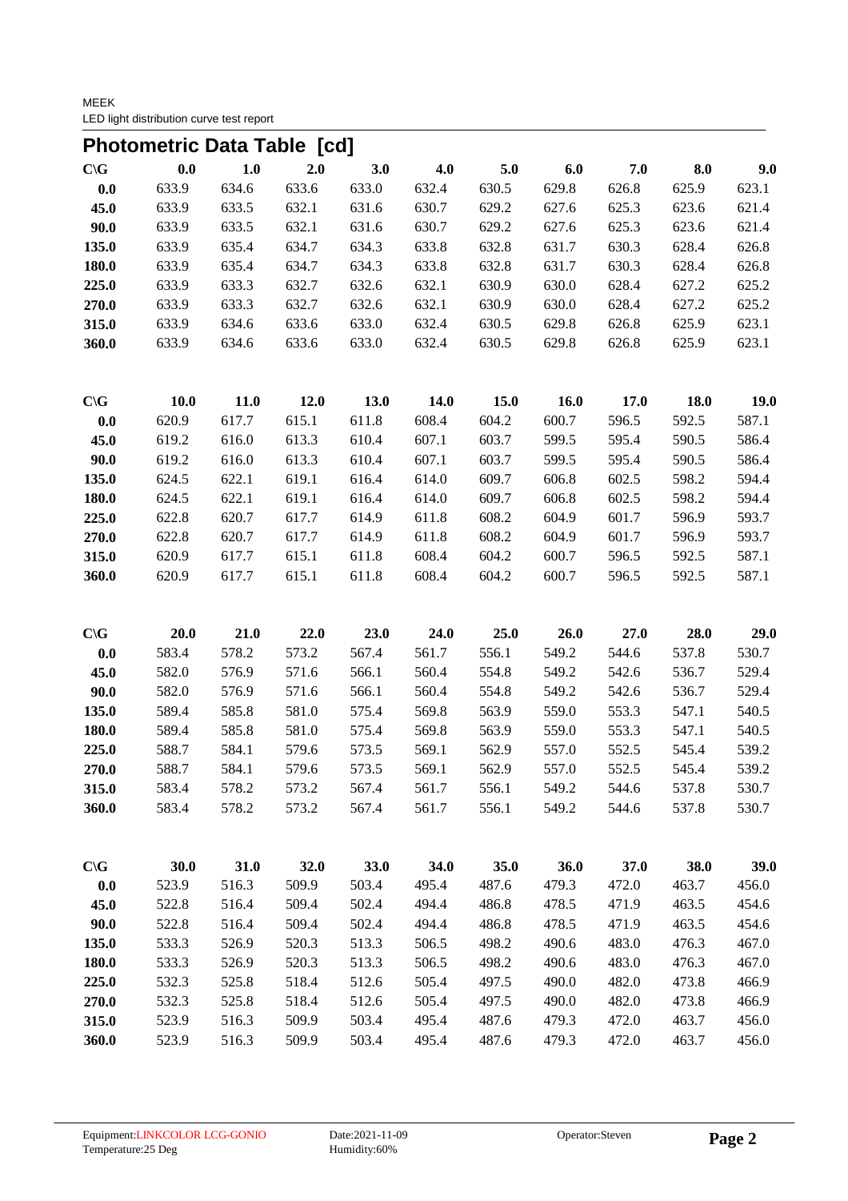## Photometric Data Table [cd]

| C\G | 0.0 | 1.0 | 2.0 | 3.0 | 4.0 | 5.0 | 6.0 | 7.0 | 8.0 | 9.0 |
|---|---|---|---|---|---|---|---|---|---|---|
| 0.0 | 633.9 | 634.6 | 633.6 | 633.0 | 632.4 | 630.5 | 629.8 | 626.8 | 625.9 | 623.1 |
| 45.0 | 633.9 | 633.5 | 632.1 | 631.6 | 630.7 | 629.2 | 627.6 | 625.3 | 623.6 | 621.4 |
| 90.0 | 633.9 | 633.5 | 632.1 | 631.6 | 630.7 | 629.2 | 627.6 | 625.3 | 623.6 | 621.4 |
| 135.0 | 633.9 | 635.4 | 634.7 | 634.3 | 633.8 | 632.8 | 631.7 | 630.3 | 628.4 | 626.8 |
| 180.0 | 633.9 | 635.4 | 634.7 | 634.3 | 633.8 | 632.8 | 631.7 | 630.3 | 628.4 | 626.8 |
| 225.0 | 633.9 | 633.3 | 632.7 | 632.6 | 632.1 | 630.9 | 630.0 | 628.4 | 627.2 | 625.2 |
| 270.0 | 633.9 | 633.3 | 632.7 | 632.6 | 632.1 | 630.9 | 630.0 | 628.4 | 627.2 | 625.2 |
| 315.0 | 633.9 | 634.6 | 633.6 | 633.0 | 632.4 | 630.5 | 629.8 | 626.8 | 625.9 | 623.1 |
| 360.0 | 633.9 | 634.6 | 633.6 | 633.0 | 632.4 | 630.5 | 629.8 | 626.8 | 625.9 | 623.1 |

| C\G | 10.0 | 11.0 | 12.0 | 13.0 | 14.0 | 15.0 | 16.0 | 17.0 | 18.0 | 19.0 |
|---|---|---|---|---|---|---|---|---|---|---|
| 0.0 | 620.9 | 617.7 | 615.1 | 611.8 | 608.4 | 604.2 | 600.7 | 596.5 | 592.5 | 587.1 |
| 45.0 | 619.2 | 616.0 | 613.3 | 610.4 | 607.1 | 603.7 | 599.5 | 595.4 | 590.5 | 586.4 |
| 90.0 | 619.2 | 616.0 | 613.3 | 610.4 | 607.1 | 603.7 | 599.5 | 595.4 | 590.5 | 586.4 |
| 135.0 | 624.5 | 622.1 | 619.1 | 616.4 | 614.0 | 609.7 | 606.8 | 602.5 | 598.2 | 594.4 |
| 180.0 | 624.5 | 622.1 | 619.1 | 616.4 | 614.0 | 609.7 | 606.8 | 602.5 | 598.2 | 594.4 |
| 225.0 | 622.8 | 620.7 | 617.7 | 614.9 | 611.8 | 608.2 | 604.9 | 601.7 | 596.9 | 593.7 |
| 270.0 | 622.8 | 620.7 | 617.7 | 614.9 | 611.8 | 608.2 | 604.9 | 601.7 | 596.9 | 593.7 |
| 315.0 | 620.9 | 617.7 | 615.1 | 611.8 | 608.4 | 604.2 | 600.7 | 596.5 | 592.5 | 587.1 |
| 360.0 | 620.9 | 617.7 | 615.1 | 611.8 | 608.4 | 604.2 | 600.7 | 596.5 | 592.5 | 587.1 |

| C\G | 20.0 | 21.0 | 22.0 | 23.0 | 24.0 | 25.0 | 26.0 | 27.0 | 28.0 | 29.0 |
|---|---|---|---|---|---|---|---|---|---|---|
| 0.0 | 583.4 | 578.2 | 573.2 | 567.4 | 561.7 | 556.1 | 549.2 | 544.6 | 537.8 | 530.7 |
| 45.0 | 582.0 | 576.9 | 571.6 | 566.1 | 560.4 | 554.8 | 549.2 | 542.6 | 536.7 | 529.4 |
| 90.0 | 582.0 | 576.9 | 571.6 | 566.1 | 560.4 | 554.8 | 549.2 | 542.6 | 536.7 | 529.4 |
| 135.0 | 589.4 | 585.8 | 581.0 | 575.4 | 569.8 | 563.9 | 559.0 | 553.3 | 547.1 | 540.5 |
| 180.0 | 589.4 | 585.8 | 581.0 | 575.4 | 569.8 | 563.9 | 559.0 | 553.3 | 547.1 | 540.5 |
| 225.0 | 588.7 | 584.1 | 579.6 | 573.5 | 569.1 | 562.9 | 557.0 | 552.5 | 545.4 | 539.2 |
| 270.0 | 588.7 | 584.1 | 579.6 | 573.5 | 569.1 | 562.9 | 557.0 | 552.5 | 545.4 | 539.2 |
| 315.0 | 583.4 | 578.2 | 573.2 | 567.4 | 561.7 | 556.1 | 549.2 | 544.6 | 537.8 | 530.7 |
| 360.0 | 583.4 | 578.2 | 573.2 | 567.4 | 561.7 | 556.1 | 549.2 | 544.6 | 537.8 | 530.7 |

| C\G | 30.0 | 31.0 | 32.0 | 33.0 | 34.0 | 35.0 | 36.0 | 37.0 | 38.0 | 39.0 |
|---|---|---|---|---|---|---|---|---|---|---|
| 0.0 | 523.9 | 516.3 | 509.9 | 503.4 | 495.4 | 487.6 | 479.3 | 472.0 | 463.7 | 456.0 |
| 45.0 | 522.8 | 516.4 | 509.4 | 502.4 | 494.4 | 486.8 | 478.5 | 471.9 | 463.5 | 454.6 |
| 90.0 | 522.8 | 516.4 | 509.4 | 502.4 | 494.4 | 486.8 | 478.5 | 471.9 | 463.5 | 454.6 |
| 135.0 | 533.3 | 526.9 | 520.3 | 513.3 | 506.5 | 498.2 | 490.6 | 483.0 | 476.3 | 467.0 |
| 180.0 | 533.3 | 526.9 | 520.3 | 513.3 | 506.5 | 498.2 | 490.6 | 483.0 | 476.3 | 467.0 |
| 225.0 | 532.3 | 525.8 | 518.4 | 512.6 | 505.4 | 497.5 | 490.0 | 482.0 | 473.8 | 466.9 |
| 270.0 | 532.3 | 525.8 | 518.4 | 512.6 | 505.4 | 497.5 | 490.0 | 482.0 | 473.8 | 466.9 |
| 315.0 | 523.9 | 516.3 | 509.9 | 503.4 | 495.4 | 487.6 | 479.3 | 472.0 | 463.7 | 456.0 |
| 360.0 | 523.9 | 516.3 | 509.9 | 503.4 | 495.4 | 487.6 | 479.3 | 472.0 | 463.7 | 456.0 |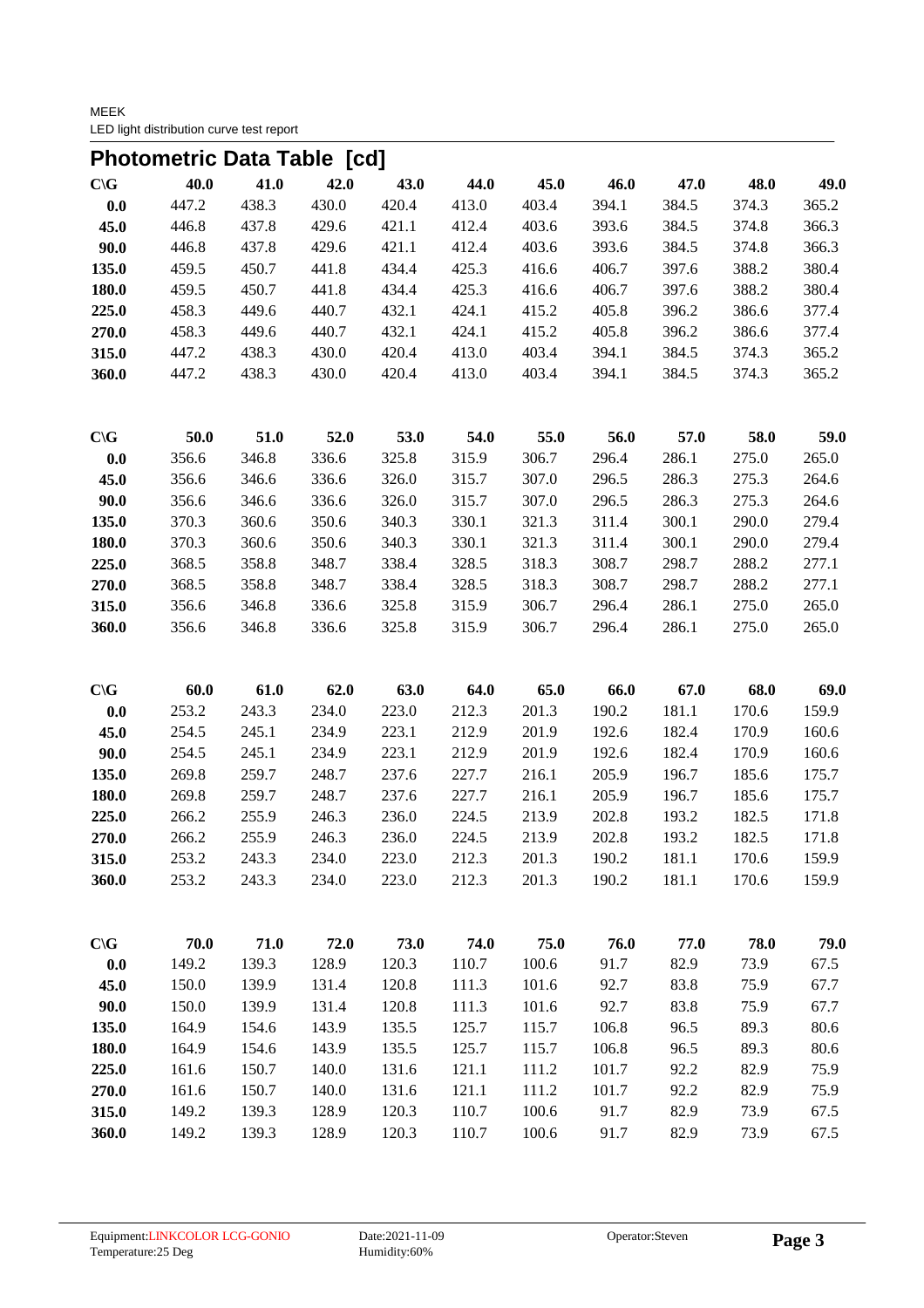## Photometric Data Table [cd]

| C\G | 40.0 | 41.0 | 42.0 | 43.0 | 44.0 | 45.0 | 46.0 | 47.0 | 48.0 | 49.0 |
|---|---|---|---|---|---|---|---|---|---|---|
| **0.0** | 447.2 | 438.3 | 430.0 | 420.4 | 413.0 | 403.4 | 394.1 | 384.5 | 374.3 | 365.2 |
| **45.0** | 446.8 | 437.8 | 429.6 | 421.1 | 412.4 | 403.6 | 393.6 | 384.5 | 374.8 | 366.3 |
| **90.0** | 446.8 | 437.8 | 429.6 | 421.1 | 412.4 | 403.6 | 393.6 | 384.5 | 374.8 | 366.3 |
| **135.0** | 459.5 | 450.7 | 441.8 | 434.4 | 425.3 | 416.6 | 406.7 | 397.6 | 388.2 | 380.4 |
| **180.0** | 459.5 | 450.7 | 441.8 | 434.4 | 425.3 | 416.6 | 406.7 | 397.6 | 388.2 | 380.4 |
| **225.0** | 458.3 | 449.6 | 440.7 | 432.1 | 424.1 | 415.2 | 405.8 | 396.2 | 386.6 | 377.4 |
| **270.0** | 458.3 | 449.6 | 440.7 | 432.1 | 424.1 | 415.2 | 405.8 | 396.2 | 386.6 | 377.4 |
| **315.0** | 447.2 | 438.3 | 430.0 | 420.4 | 413.0 | 403.4 | 394.1 | 384.5 | 374.3 | 365.2 |
| **360.0** | 447.2 | 438.3 | 430.0 | 420.4 | 413.0 | 403.4 | 394.1 | 384.5 | 374.3 | 365.2 |

| C\G | 50.0 | 51.0 | 52.0 | 53.0 | 54.0 | 55.0 | 56.0 | 57.0 | 58.0 | 59.0 |
|---|---|---|---|---|---|---|---|---|---|---|
| **0.0** | 356.6 | 346.8 | 336.6 | 325.8 | 315.9 | 306.7 | 296.4 | 286.1 | 275.0 | 265.0 |
| **45.0** | 356.6 | 346.6 | 336.6 | 326.0 | 315.7 | 307.0 | 296.5 | 286.3 | 275.3 | 264.6 |
| **90.0** | 356.6 | 346.6 | 336.6 | 326.0 | 315.7 | 307.0 | 296.5 | 286.3 | 275.3 | 264.6 |
| **135.0** | 370.3 | 360.6 | 350.6 | 340.3 | 330.1 | 321.3 | 311.4 | 300.1 | 290.0 | 279.4 |
| **180.0** | 370.3 | 360.6 | 350.6 | 340.3 | 330.1 | 321.3 | 311.4 | 300.1 | 290.0 | 279.4 |
| **225.0** | 368.5 | 358.8 | 348.7 | 338.4 | 328.5 | 318.3 | 308.7 | 298.7 | 288.2 | 277.1 |
| **270.0** | 368.5 | 358.8 | 348.7 | 338.4 | 328.5 | 318.3 | 308.7 | 298.7 | 288.2 | 277.1 |
| **315.0** | 356.6 | 346.8 | 336.6 | 325.8 | 315.9 | 306.7 | 296.4 | 286.1 | 275.0 | 265.0 |
| **360.0** | 356.6 | 346.8 | 336.6 | 325.8 | 315.9 | 306.7 | 296.4 | 286.1 | 275.0 | 265.0 |

| C\G | 60.0 | 61.0 | 62.0 | 63.0 | 64.0 | 65.0 | 66.0 | 67.0 | 68.0 | 69.0 |
|---|---|---|---|---|---|---|---|---|---|---|
| **0.0** | 253.2 | 243.3 | 234.0 | 223.0 | 212.3 | 201.3 | 190.2 | 181.1 | 170.6 | 159.9 |
| **45.0** | 254.5 | 245.1 | 234.9 | 223.1 | 212.9 | 201.9 | 192.6 | 182.4 | 170.9 | 160.6 |
| **90.0** | 254.5 | 245.1 | 234.9 | 223.1 | 212.9 | 201.9 | 192.6 | 182.4 | 170.9 | 160.6 |
| **135.0** | 269.8 | 259.7 | 248.7 | 237.6 | 227.7 | 216.1 | 205.9 | 196.7 | 185.6 | 175.7 |
| **180.0** | 269.8 | 259.7 | 248.7 | 237.6 | 227.7 | 216.1 | 205.9 | 196.7 | 185.6 | 175.7 |
| **225.0** | 266.2 | 255.9 | 246.3 | 236.0 | 224.5 | 213.9 | 202.8 | 193.2 | 182.5 | 171.8 |
| **270.0** | 266.2 | 255.9 | 246.3 | 236.0 | 224.5 | 213.9 | 202.8 | 193.2 | 182.5 | 171.8 |
| **315.0** | 253.2 | 243.3 | 234.0 | 223.0 | 212.3 | 201.3 | 190.2 | 181.1 | 170.6 | 159.9 |
| **360.0** | 253.2 | 243.3 | 234.0 | 223.0 | 212.3 | 201.3 | 190.2 | 181.1 | 170.6 | 159.9 |

| C\G | 70.0 | 71.0 | 72.0 | 73.0 | 74.0 | 75.0 | 76.0 | 77.0 | 78.0 | 79.0 |
|---|---|---|---|---|---|---|---|---|---|---|
| **0.0** | 149.2 | 139.3 | 128.9 | 120.3 | 110.7 | 100.6 | 91.7 | 82.9 | 73.9 | 67.5 |
| **45.0** | 150.0 | 139.9 | 131.4 | 120.8 | 111.3 | 101.6 | 92.7 | 83.8 | 75.9 | 67.7 |
| **90.0** | 150.0 | 139.9 | 131.4 | 120.8 | 111.3 | 101.6 | 92.7 | 83.8 | 75.9 | 67.7 |
| **135.0** | 164.9 | 154.6 | 143.9 | 135.5 | 125.7 | 115.7 | 106.8 | 96.5 | 89.3 | 80.6 |
| **180.0** | 164.9 | 154.6 | 143.9 | 135.5 | 125.7 | 115.7 | 106.8 | 96.5 | 89.3 | 80.6 |
| **225.0** | 161.6 | 150.7 | 140.0 | 131.6 | 121.1 | 111.2 | 101.7 | 92.2 | 82.9 | 75.9 |
| **270.0** | 161.6 | 150.7 | 140.0 | 131.6 | 121.1 | 111.2 | 101.7 | 92.2 | 82.9 | 75.9 |
| **315.0** | 149.2 | 139.3 | 128.9 | 120.3 | 110.7 | 100.6 | 91.7 | 82.9 | 73.9 | 67.5 |
| **360.0** | 149.2 | 139.3 | 128.9 | 120.3 | 110.7 | 100.6 | 91.7 | 82.9 | 73.9 | 67.5 |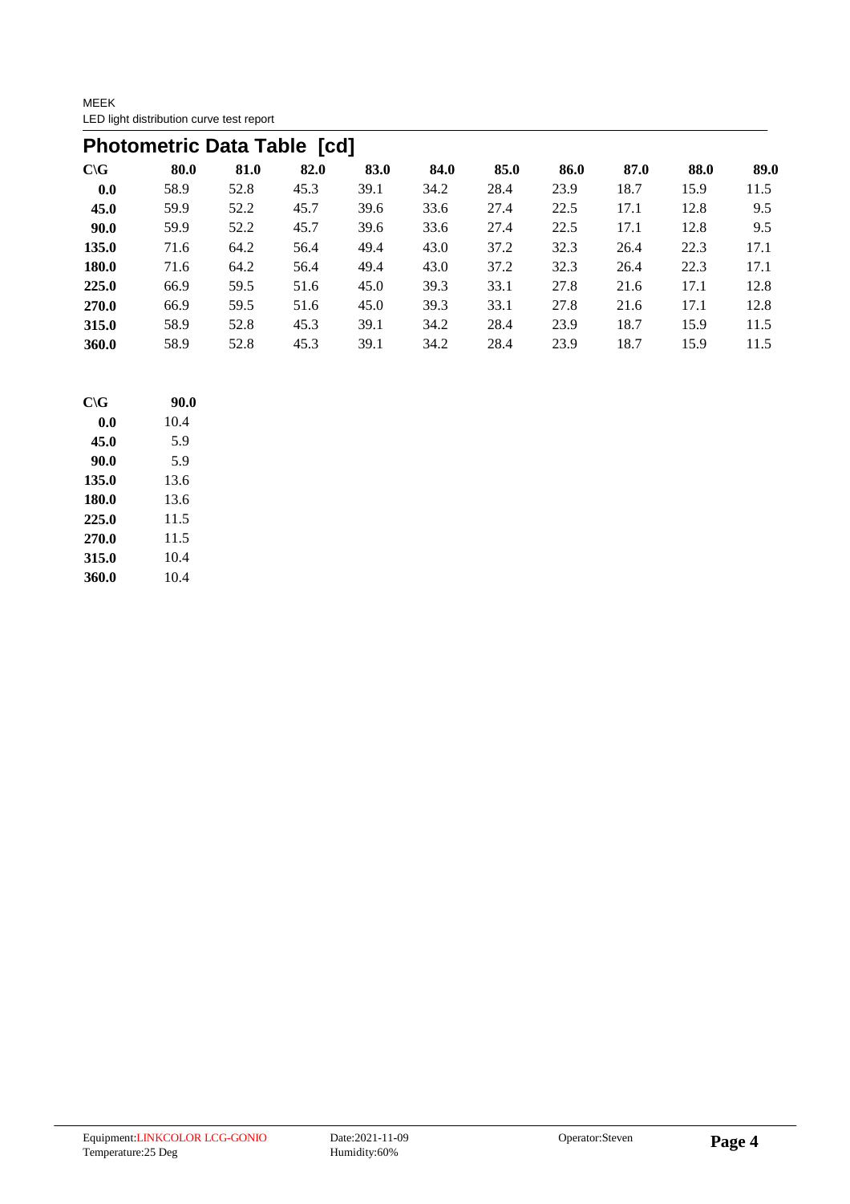## Photometric Data Table [cd]

| C\G | 80.0 | 81.0 | 82.0 | 83.0 | 84.0 | 85.0 | 86.0 | 87.0 | 88.0 | 89.0 | 90.0 |
|---|---|---|---|---|---|---|---|---|---|---|---|
| **0.0** | 58.9 | 52.8 | 45.3 | 39.1 | 34.2 | 28.4 | 23.9 | 18.7 | 15.9 | 11.5 | 10.4 |
| **45.0** | 59.9 | 52.2 | 45.7 | 39.6 | 33.6 | 27.4 | 22.5 | 17.1 | 12.8 | 9.5 | 5.9 |
| **90.0** | 59.9 | 52.2 | 45.7 | 39.6 | 33.6 | 27.4 | 22.5 | 17.1 | 12.8 | 9.5 | 5.9 |
| **135.0** | 71.6 | 64.2 | 56.4 | 49.4 | 43.0 | 37.2 | 32.3 | 26.4 | 22.3 | 17.1 | 13.6 |
| **180.0** | 71.6 | 64.2 | 56.4 | 49.4 | 43.0 | 37.2 | 32.3 | 26.4 | 22.3 | 17.1 | 13.6 |
| **225.0** | 66.9 | 59.5 | 51.6 | 45.0 | 39.3 | 33.1 | 27.8 | 21.6 | 17.1 | 12.8 | 11.5 |
| **270.0** | 66.9 | 59.5 | 51.6 | 45.0 | 39.3 | 33.1 | 27.8 | 21.6 | 17.1 | 12.8 | 11.5 |
| **315.0** | 58.9 | 52.8 | 45.3 | 39.1 | 34.2 | 28.4 | 23.9 | 18.7 | 15.9 | 11.5 | 10.4 |
| **360.0** | 58.9 | 52.8 | 45.3 | 39.1 | 34.2 | 28.4 | 23.9 | 18.7 | 15.9 | 11.5 | 10.4 |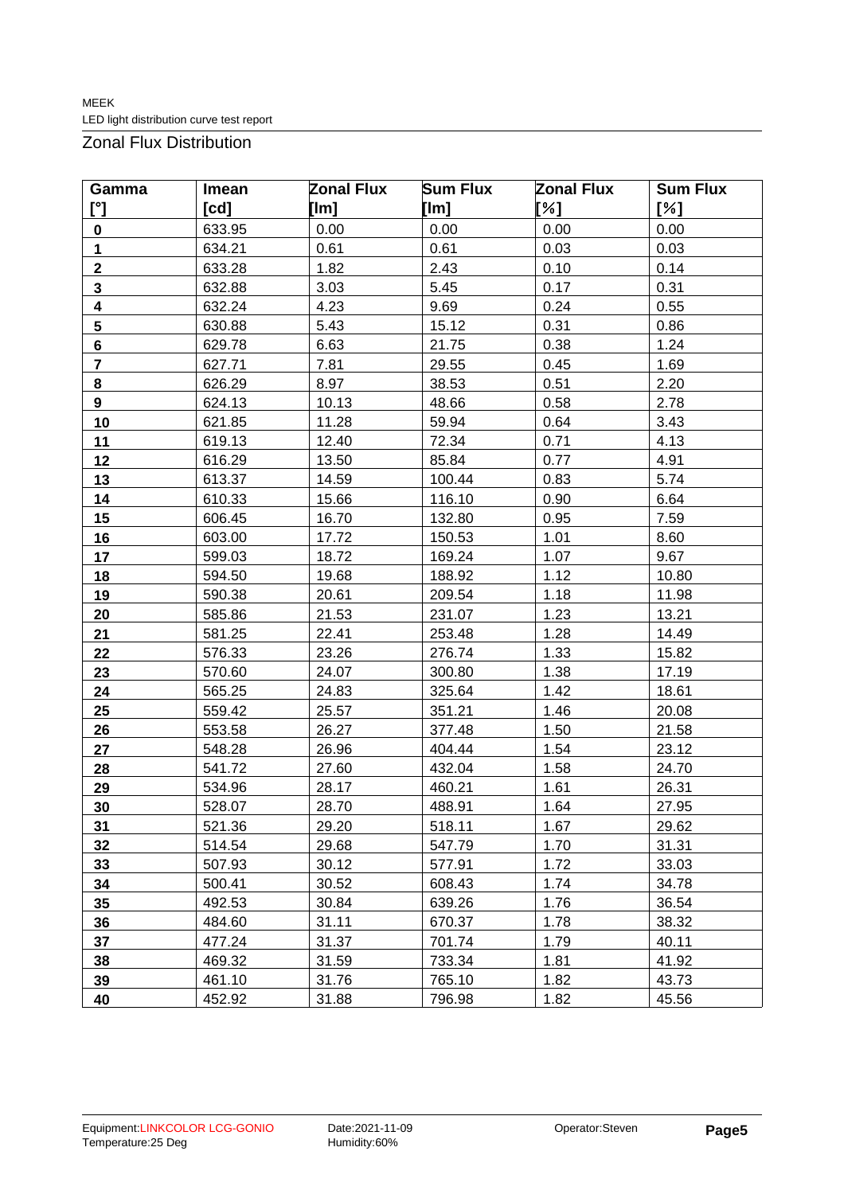## Zonal Flux Distribution

| Gamma [°] | Imean [cd] | Zonal Flux [lm] | Sum Flux [lm] | Zonal Flux [%] | Sum Flux [%] |
|---|---|---|---|---|---|
| **0** | 633.95 | 0.00 | 0.00 | 0.00 | 0.00 |
| **1** | 634.21 | 0.61 | 0.61 | 0.03 | 0.03 |
| **2** | 633.28 | 1.82 | 2.43 | 0.10 | 0.14 |
| **3** | 632.88 | 3.03 | 5.45 | 0.17 | 0.31 |
| **4** | 632.24 | 4.23 | 9.69 | 0.24 | 0.55 |
| **5** | 630.88 | 5.43 | 15.12 | 0.31 | 0.86 |
| **6** | 629.78 | 6.63 | 21.75 | 0.38 | 1.24 |
| **7** | 627.71 | 7.81 | 29.55 | 0.45 | 1.69 |
| **8** | 626.29 | 8.97 | 38.53 | 0.51 | 2.20 |
| **9** | 624.13 | 10.13 | 48.66 | 0.58 | 2.78 |
| **10** | 621.85 | 11.28 | 59.94 | 0.64 | 3.43 |
| **11** | 619.13 | 12.40 | 72.34 | 0.71 | 4.13 |
| **12** | 616.29 | 13.50 | 85.84 | 0.77 | 4.91 |
| **13** | 613.37 | 14.59 | 100.44 | 0.83 | 5.74 |
| **14** | 610.33 | 15.66 | 116.10 | 0.90 | 6.64 |
| **15** | 606.45 | 16.70 | 132.80 | 0.95 | 7.59 |
| **16** | 603.00 | 17.72 | 150.53 | 1.01 | 8.60 |
| **17** | 599.03 | 18.72 | 169.24 | 1.07 | 9.67 |
| **18** | 594.50 | 19.68 | 188.92 | 1.12 | 10.80 |
| **19** | 590.38 | 20.61 | 209.54 | 1.18 | 11.98 |
| **20** | 585.86 | 21.53 | 231.07 | 1.23 | 13.21 |
| **21** | 581.25 | 22.41 | 253.48 | 1.28 | 14.49 |
| **22** | 576.33 | 23.26 | 276.74 | 1.33 | 15.82 |
| **23** | 570.60 | 24.07 | 300.80 | 1.38 | 17.19 |
| **24** | 565.25 | 24.83 | 325.64 | 1.42 | 18.61 |
| **25** | 559.42 | 25.57 | 351.21 | 1.46 | 20.08 |
| **26** | 553.58 | 26.27 | 377.48 | 1.50 | 21.58 |
| **27** | 548.28 | 26.96 | 404.44 | 1.54 | 23.12 |
| **28** | 541.72 | 27.60 | 432.04 | 1.58 | 24.70 |
| **29** | 534.96 | 28.17 | 460.21 | 1.61 | 26.31 |
| **30** | 528.07 | 28.70 | 488.91 | 1.64 | 27.95 |
| **31** | 521.36 | 29.20 | 518.11 | 1.67 | 29.62 |
| **32** | 514.54 | 29.68 | 547.79 | 1.70 | 31.31 |
| **33** | 507.93 | 30.12 | 577.91 | 1.72 | 33.03 |
| **34** | 500.41 | 30.52 | 608.43 | 1.74 | 34.78 |
| **35** | 492.53 | 30.84 | 639.26 | 1.76 | 36.54 |
| **36** | 484.60 | 31.11 | 670.37 | 1.78 | 38.32 |
| **37** | 477.24 | 31.37 | 701.74 | 1.79 | 40.11 |
| **38** | 469.32 | 31.59 | 733.34 | 1.81 | 41.92 |
| **39** | 461.10 | 31.76 | 765.10 | 1.82 | 43.73 |
| **40** | 452.92 | 31.88 | 796.98 | 1.82 | 45.56 |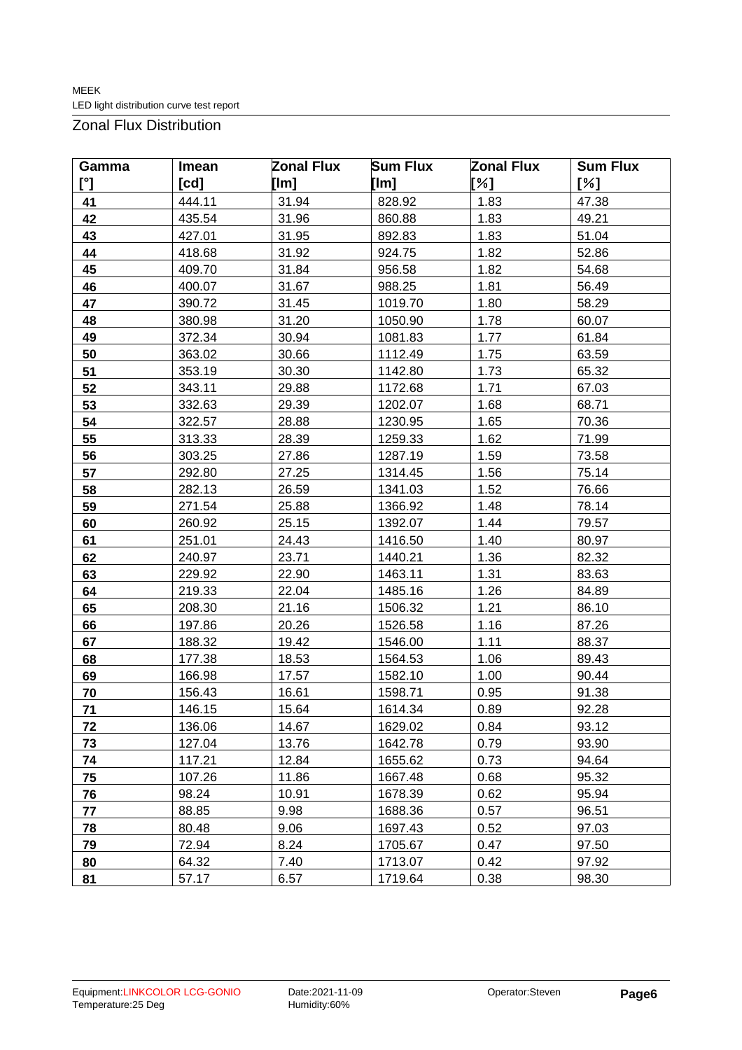## Zonal Flux Distribution

| Gamma [°] | Imean [cd] | Zonal Flux [lm] | Sum Flux [lm] | Zonal Flux [%] | Sum Flux [%] |
|---|---|---|---|---|---|
| 41 | 444.11 | 31.94 | 828.92 | 1.83 | 47.38 |
| 42 | 435.54 | 31.96 | 860.88 | 1.83 | 49.21 |
| 43 | 427.01 | 31.95 | 892.83 | 1.83 | 51.04 |
| 44 | 418.68 | 31.92 | 924.75 | 1.82 | 52.86 |
| 45 | 409.70 | 31.84 | 956.58 | 1.82 | 54.68 |
| 46 | 400.07 | 31.67 | 988.25 | 1.81 | 56.49 |
| 47 | 390.72 | 31.45 | 1019.70 | 1.80 | 58.29 |
| 48 | 380.98 | 31.20 | 1050.90 | 1.78 | 60.07 |
| 49 | 372.34 | 30.94 | 1081.83 | 1.77 | 61.84 |
| 50 | 363.02 | 30.66 | 1112.49 | 1.75 | 63.59 |
| 51 | 353.19 | 30.30 | 1142.80 | 1.73 | 65.32 |
| 52 | 343.11 | 29.88 | 1172.68 | 1.71 | 67.03 |
| 53 | 332.63 | 29.39 | 1202.07 | 1.68 | 68.71 |
| 54 | 322.57 | 28.88 | 1230.95 | 1.65 | 70.36 |
| 55 | 313.33 | 28.39 | 1259.33 | 1.62 | 71.99 |
| 56 | 303.25 | 27.86 | 1287.19 | 1.59 | 73.58 |
| 57 | 292.80 | 27.25 | 1314.45 | 1.56 | 75.14 |
| 58 | 282.13 | 26.59 | 1341.03 | 1.52 | 76.66 |
| 59 | 271.54 | 25.88 | 1366.92 | 1.48 | 78.14 |
| 60 | 260.92 | 25.15 | 1392.07 | 1.44 | 79.57 |
| 61 | 251.01 | 24.43 | 1416.50 | 1.40 | 80.97 |
| 62 | 240.97 | 23.71 | 1440.21 | 1.36 | 82.32 |
| 63 | 229.92 | 22.90 | 1463.11 | 1.31 | 83.63 |
| 64 | 219.33 | 22.04 | 1485.16 | 1.26 | 84.89 |
| 65 | 208.30 | 21.16 | 1506.32 | 1.21 | 86.10 |
| 66 | 197.86 | 20.26 | 1526.58 | 1.16 | 87.26 |
| 67 | 188.32 | 19.42 | 1546.00 | 1.11 | 88.37 |
| 68 | 177.38 | 18.53 | 1564.53 | 1.06 | 89.43 |
| 69 | 166.98 | 17.57 | 1582.10 | 1.00 | 90.44 |
| 70 | 156.43 | 16.61 | 1598.71 | 0.95 | 91.38 |
| 71 | 146.15 | 15.64 | 1614.34 | 0.89 | 92.28 |
| 72 | 136.06 | 14.67 | 1629.02 | 0.84 | 93.12 |
| 73 | 127.04 | 13.76 | 1642.78 | 0.79 | 93.90 |
| 74 | 117.21 | 12.84 | 1655.62 | 0.73 | 94.64 |
| 75 | 107.26 | 11.86 | 1667.48 | 0.68 | 95.32 |
| 76 | 98.24 | 10.91 | 1678.39 | 0.62 | 95.94 |
| 77 | 88.85 | 9.98 | 1688.36 | 0.57 | 96.51 |
| 78 | 80.48 | 9.06 | 1697.43 | 0.52 | 97.03 |
| 79 | 72.94 | 8.24 | 1705.67 | 0.47 | 97.50 |
| 80 | 64.32 | 7.40 | 1713.07 | 0.42 | 97.92 |
| 81 | 57.17 | 6.57 | 1719.64 | 0.38 | 98.30 |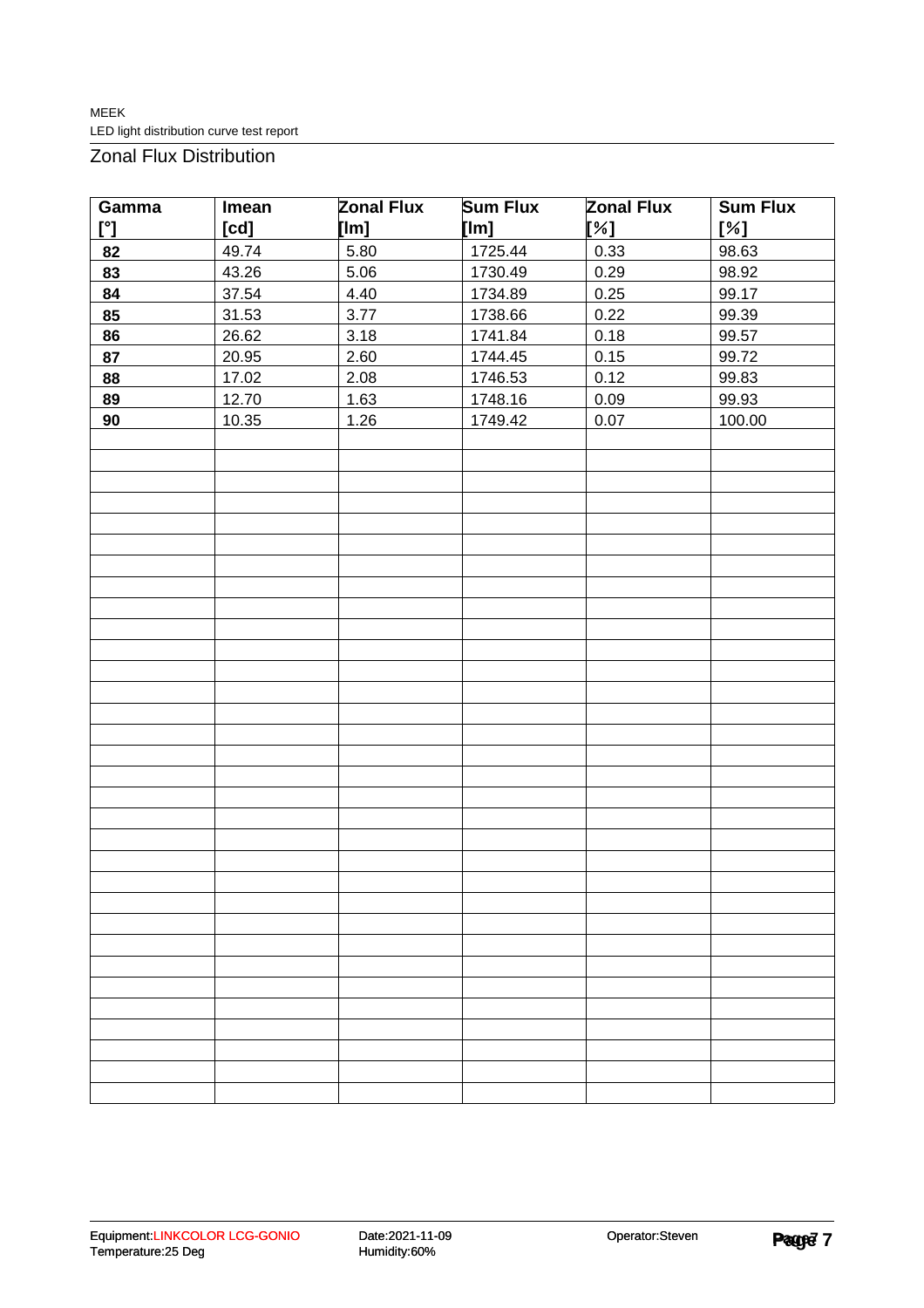## Zonal Flux Distribution

| Gamma [°] | Imean [cd] | Zonal Flux [lm] | Sum Flux [lm] | Zonal Flux [%] | Sum Flux [%] |
|---|---|---|---|---|---|
| **82** | 49.74 | 5.80 | 1725.44 | 0.33 | 98.63 |
| **83** | 43.26 | 5.06 | 1730.49 | 0.29 | 98.92 |
| **84** | 37.54 | 4.40 | 1734.89 | 0.25 | 99.17 |
| **85** | 31.53 | 3.77 | 1738.66 | 0.22 | 99.39 |
| **86** | 26.62 | 3.18 | 1741.84 | 0.18 | 99.57 |
| **87** | 20.95 | 2.60 | 1744.45 | 0.15 | 99.72 |
| **88** | 17.02 | 2.08 | 1746.53 | 0.12 | 99.83 |
| **89** | 12.70 | 1.63 | 1748.16 | 0.09 | 99.93 |
| **90** | 10.35 | 1.26 | 1749.42 | 0.07 | 100.00 |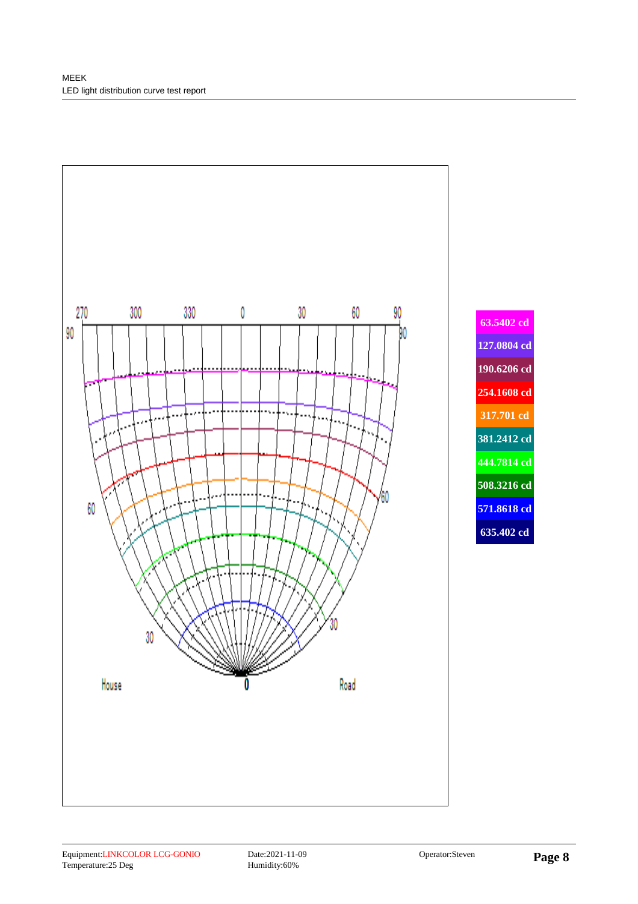| Legend |
| --- |
| 63.5402 cd |
| 127.0804 cd |
| 190.6206 cd |
| 254.1608 cd |
| 317.701 cd |
| 381.2412 cd |
| 444.7814 cd |
| 508.3216 cd |
| 571.8618 cd |
| 635.402 cd |

Equipment:LINKCOLOR LCG-GONIO
Temperature:25 Deg

Date:2021-11-09
Humidity:60%

Operator:Steven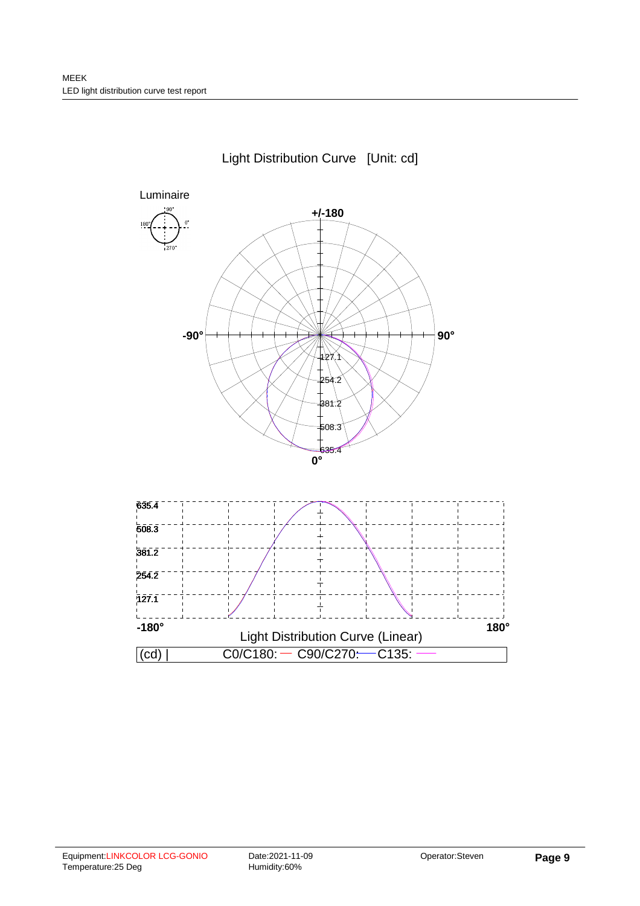## Light Distribution Curve [Unit: cd]

Luminaire

+/-180

-90°

90°

127.1

254.2

381.2

508.3

635.4

0°

635.4

508.3

381.2

254.2

127.1

-180°

180°

Light Distribution Curve (Linear)

| (cd) | C0/C180: — C90/C270: — C135: — |
|---|---|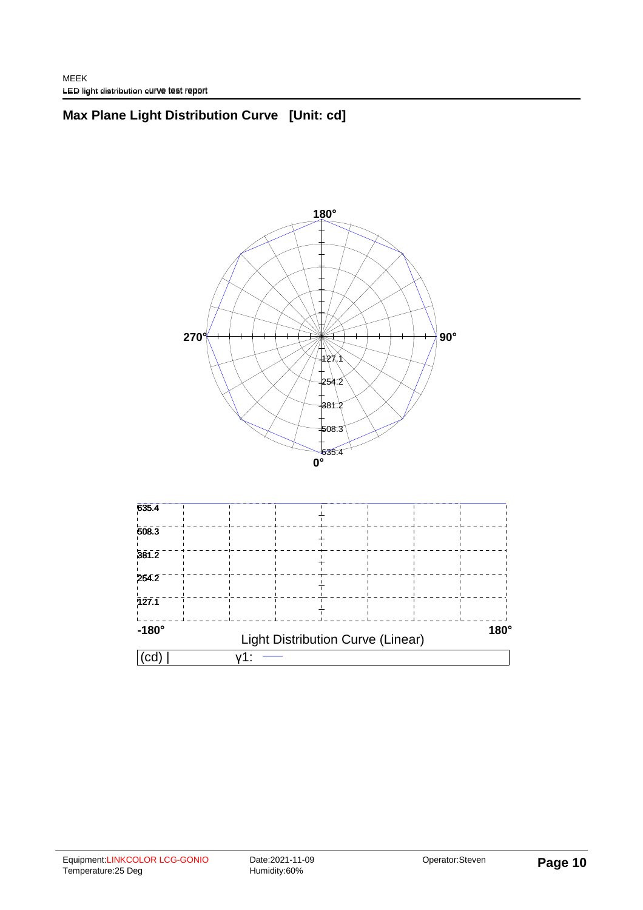## Max Plane Light Distribution Curve [Unit: cd]

180°

270° 90°

127.1
254.2
381.2
508.3
635.4

0°

635.4
508.3
381.2
254.2
127.1

-180° 180°

Light Distribution Curve (Linear)

| (cd) \| | γ1: —— |
|---|---|

Equipment:LINKCOLOR LCG-GONIO
Temperature:25 Deg

Date:2021-11-09
Humidity:60%

Operator:Steven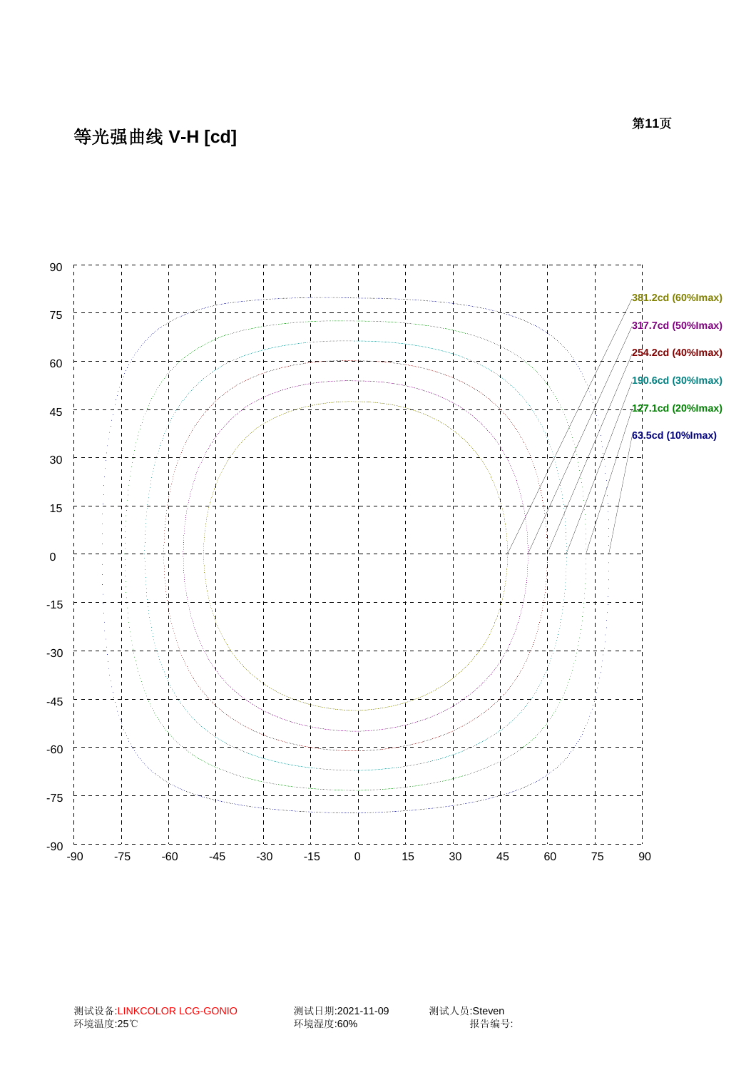# 等光强曲线 V-H [cd]

381.2cd (60%Imax)
317.7cd (50%Imax)
254.2cd (40%Imax)
190.6cd (30%Imax)
127.1cd (20%Imax)
63.5cd (10%Imax)

测试设备:LINKCOLOR LCG-GONIO　　测试日期:2021-11-09　　测试人员:Steven

环境温度:25℃　　环境湿度:60%　　报告编号: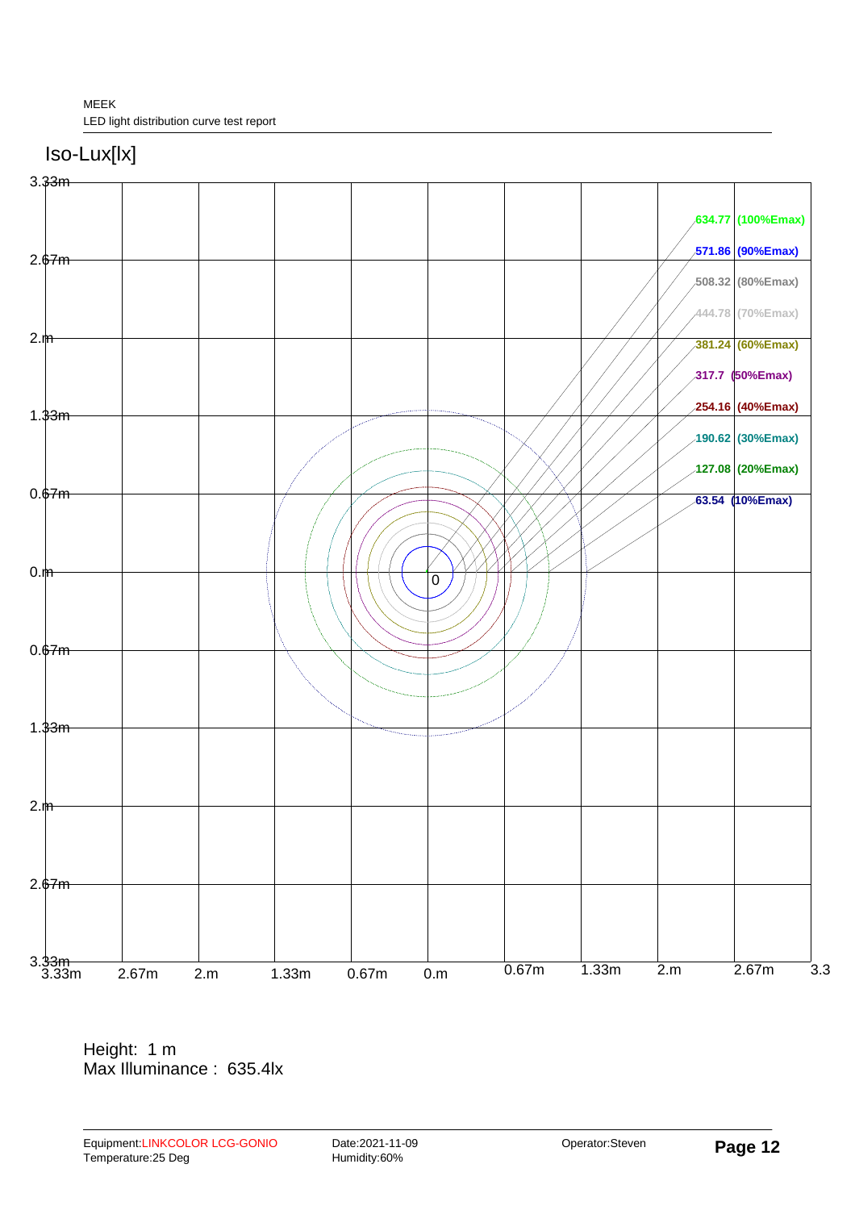MEEK

LED light distribution curve test report

## Iso-Lux[lx]

| Value | Level |
|---|---|
| 634.77 | (100%Emax) |
| 571.86 | (90%Emax) |
| 508.32 | (80%Emax) |
| 444.78 | (70%Emax) |
| 381.24 | (60%Emax) |
| 317.7 | (50%Emax) |
| 254.16 | (40%Emax) |
| 190.62 | (30%Emax) |
| 127.08 | (20%Emax) |
| 63.54 | (10%Emax) |

Height: 1 m

Max Illuminance : 635.4lx

Equipment:LINKCOLOR LCG-GONIO
Temperature:25 Deg

Date:2021-11-09
Humidity:60%

Operator:Steven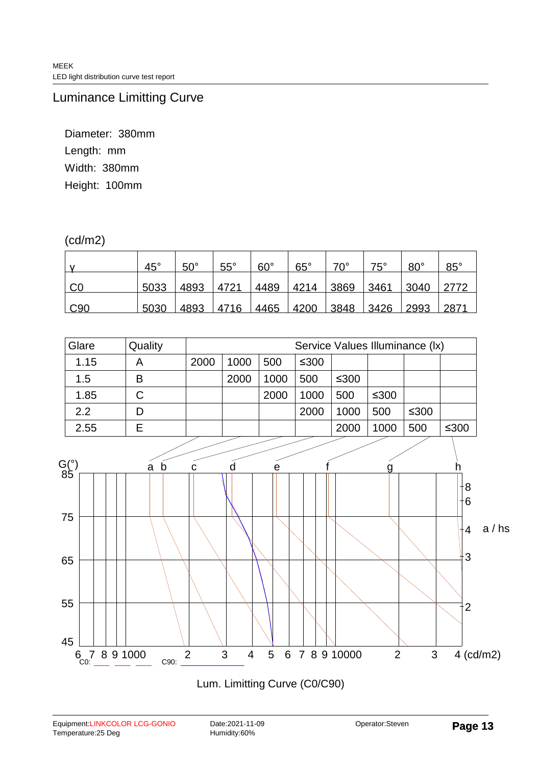# Luminance Limitting Curve

Diameter: 380mm
Length: mm
Width: 380mm
Height: 100mm

(cd/m2)

| γ | 45° | 50° | 55° | 60° | 65° | 70° | 75° | 80° | 85° |
|---|---|---|---|---|---|---|---|---|---|
| C0 | 5033 | 4893 | 4721 | 4489 | 4214 | 3869 | 3461 | 3040 | 2772 |
| C90 | 5030 | 4893 | 4716 | 4465 | 4200 | 3848 | 3426 | 2993 | 2871 |

| Glare | Quality | Service Values Illuminance (lx) | | | | | | | |
|---|---|---|---|---|---|---|---|---|---|
| 1.15 | A | 2000 | 1000 | 500 | ≤300 | | | | |
| 1.5 | B | | 2000 | 1000 | 500 | ≤300 | | | |
| 1.85 | C | | | 2000 | 1000 | 500 | ≤300 | | |
| 2.2 | D | | | | 2000 | 1000 | 500 | ≤300 | |
| 2.55 | E | | | | | 2000 | 1000 | 500 | ≤300 |

Lum. Limitting Curve (C0/C90)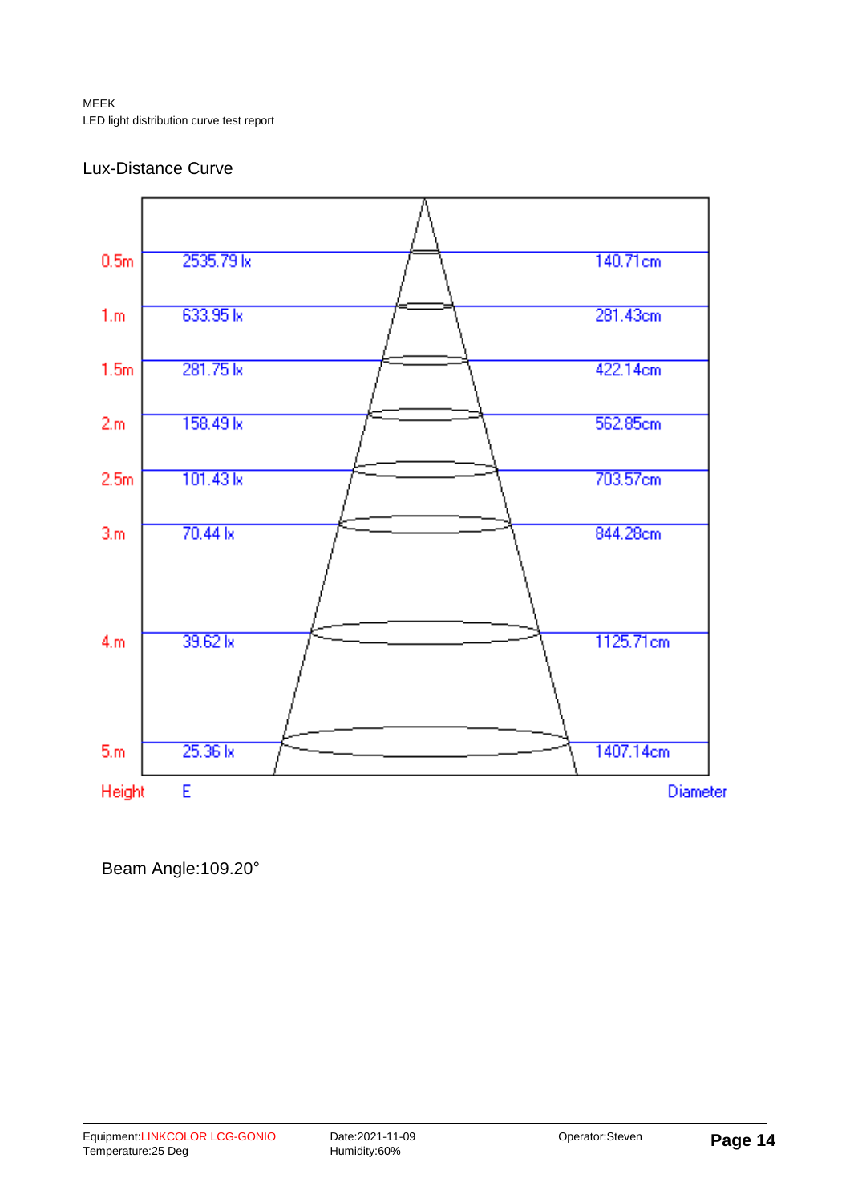## Lux-Distance Curve

| Height | E | Diameter |
|---|---|---|
| 0.5m | 2535.79 lx | 140.71cm |
| 1.m | 633.95 lx | 281.43cm |
| 1.5m | 281.75 lx | 422.14cm |
| 2.m | 158.49 lx | 562.85cm |
| 2.5m | 101.43 lx | 703.57cm |
| 3.m | 70.44 lx | 844.28cm |
| 4.m | 39.62 lx | 1125.71cm |
| 5.m | 25.36 lx | 1407.14cm |

Beam Angle:109.20°

Equipment:LINKCOLOR LCG-GONIO
Temperature:25 Deg

Date:2021-11-09
Humidity:60%

Operator:Steven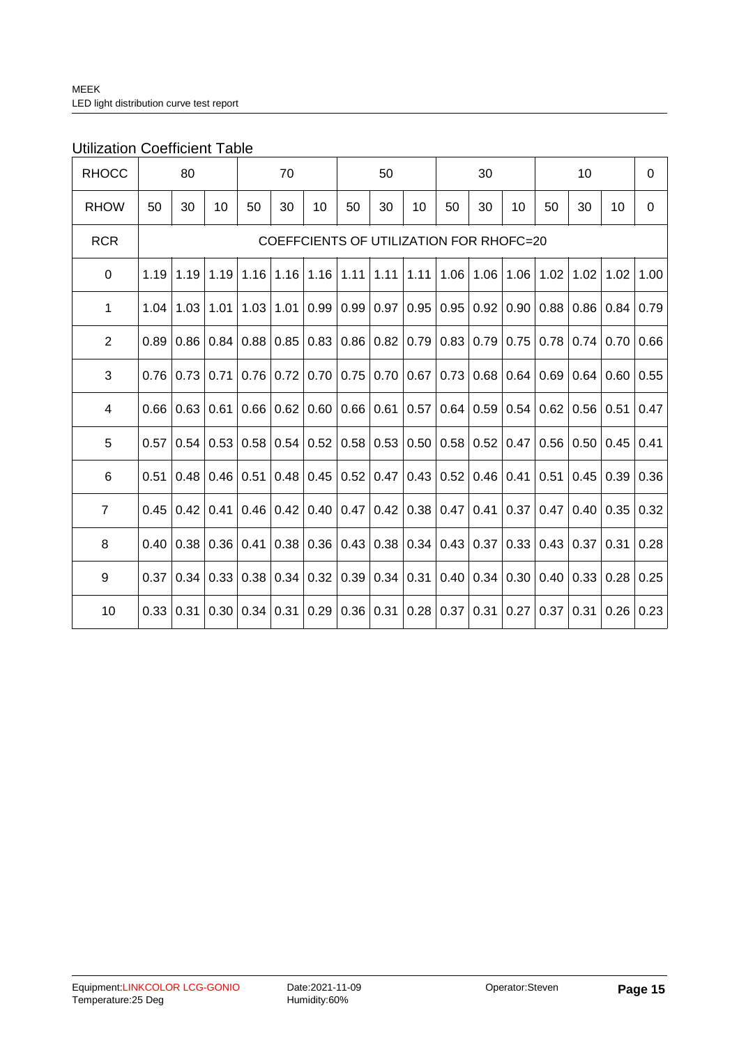## Utilization Coefficient Table

| RHOCC | 80 | | | 70 | | | 50 | | | 30 | | | 10 | | | 0 |
|---|---|---|---|---|---|---|---|---|---|---|---|---|---|---|---|---|
| RHOW | 50 | 30 | 10 | 50 | 30 | 10 | 50 | 30 | 10 | 50 | 30 | 10 | 50 | 30 | 10 | 0 |
| RCR | COEFFCIENTS OF UTILIZATION FOR RHOFC=20 | | | | | | | | | | | | | | | |
| 0 | 1.19 | 1.19 | 1.19 | 1.16 | 1.16 | 1.16 | 1.11 | 1.11 | 1.11 | 1.06 | 1.06 | 1.06 | 1.02 | 1.02 | 1.02 | 1.00 |
| 1 | 1.04 | 1.03 | 1.01 | 1.03 | 1.01 | 0.99 | 0.99 | 0.97 | 0.95 | 0.95 | 0.92 | 0.90 | 0.88 | 0.86 | 0.84 | 0.79 |
| 2 | 0.89 | 0.86 | 0.84 | 0.88 | 0.85 | 0.83 | 0.86 | 0.82 | 0.79 | 0.83 | 0.79 | 0.75 | 0.78 | 0.74 | 0.70 | 0.66 |
| 3 | 0.76 | 0.73 | 0.71 | 0.76 | 0.72 | 0.70 | 0.75 | 0.70 | 0.67 | 0.73 | 0.68 | 0.64 | 0.69 | 0.64 | 0.60 | 0.55 |
| 4 | 0.66 | 0.63 | 0.61 | 0.66 | 0.62 | 0.60 | 0.66 | 0.61 | 0.57 | 0.64 | 0.59 | 0.54 | 0.62 | 0.56 | 0.51 | 0.47 |
| 5 | 0.57 | 0.54 | 0.53 | 0.58 | 0.54 | 0.52 | 0.58 | 0.53 | 0.50 | 0.58 | 0.52 | 0.47 | 0.56 | 0.50 | 0.45 | 0.41 |
| 6 | 0.51 | 0.48 | 0.46 | 0.51 | 0.48 | 0.45 | 0.52 | 0.47 | 0.43 | 0.52 | 0.46 | 0.41 | 0.51 | 0.45 | 0.39 | 0.36 |
| 7 | 0.45 | 0.42 | 0.41 | 0.46 | 0.42 | 0.40 | 0.47 | 0.42 | 0.38 | 0.47 | 0.41 | 0.37 | 0.47 | 0.40 | 0.35 | 0.32 |
| 8 | 0.40 | 0.38 | 0.36 | 0.41 | 0.38 | 0.36 | 0.43 | 0.38 | 0.34 | 0.43 | 0.37 | 0.33 | 0.43 | 0.37 | 0.31 | 0.28 |
| 9 | 0.37 | 0.34 | 0.33 | 0.38 | 0.34 | 0.32 | 0.39 | 0.34 | 0.31 | 0.40 | 0.34 | 0.30 | 0.40 | 0.33 | 0.28 | 0.25 |
| 10 | 0.33 | 0.31 | 0.30 | 0.34 | 0.31 | 0.29 | 0.36 | 0.31 | 0.28 | 0.37 | 0.31 | 0.27 | 0.37 | 0.31 | 0.26 | 0.23 |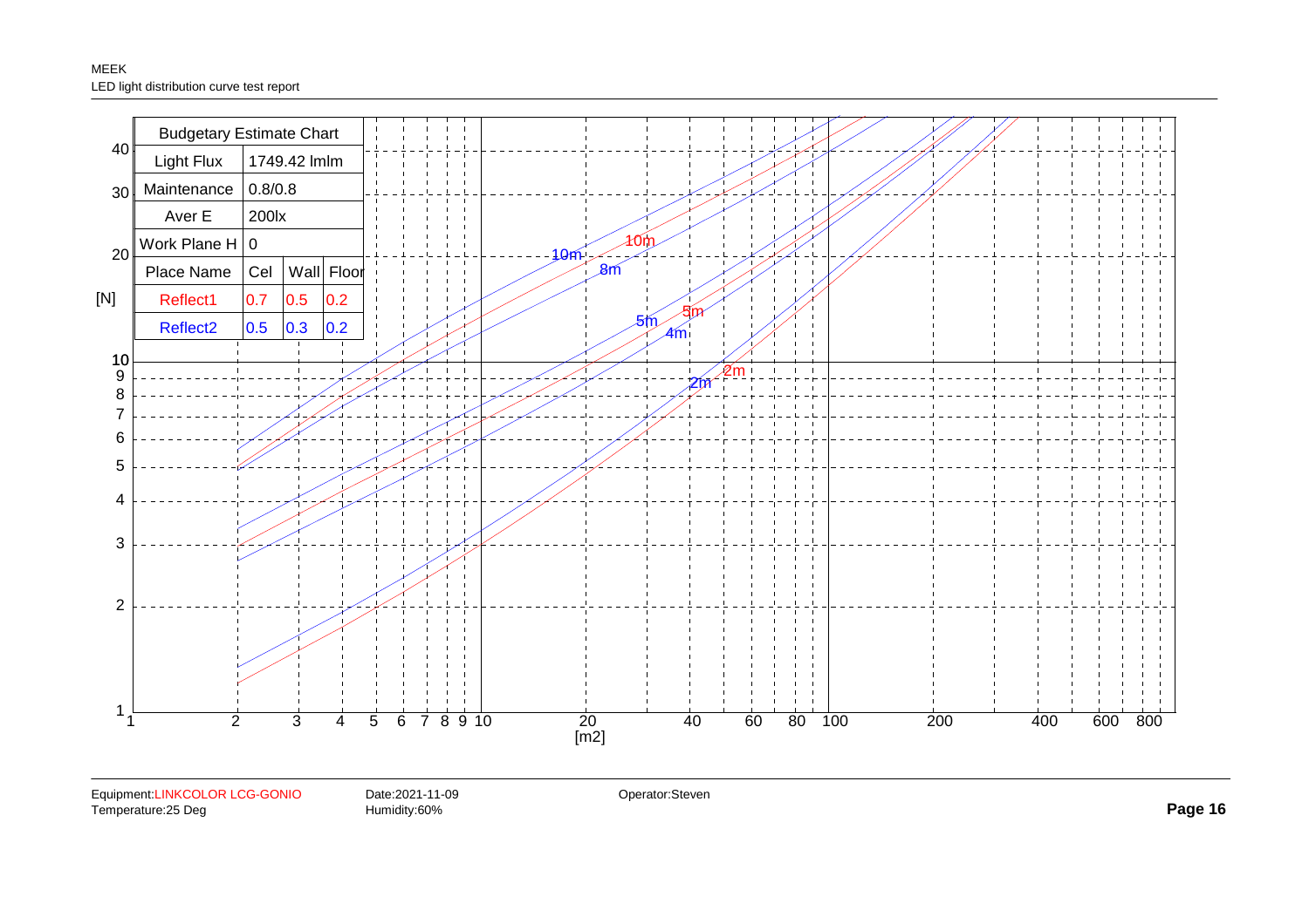MEEK
LED light distribution curve test report

| Budgetary Estimate Chart | | | |
|---|---|---|---|
| Light Flux | 1749.42 lmlm | | |
| Maintenance | 0.8/0.8 | | |
| Aver E | 200lx | | |
| Work Plane H | 0 | | |
| Place Name | Cel | Wall | Floor |
| Reflect1 | 0.7 | 0.5 | 0.2 |
| Reflect2 | 0.5 | 0.3 | 0.2 |

[N]

40
30
20
10
9
8
7
6
5
4
3
2
1

10m
10m
8m
5m
5m
4m
2m
2m

1
2
3
4
5
6
7
8
9
10
20
40
60
80
100
200
400
600
800
[m2]

Equipment:LINKCOLOR LCG-GONIO
Temperature:25 Deg
Date:2021-11-09
Humidity:60%
Operator:Steven